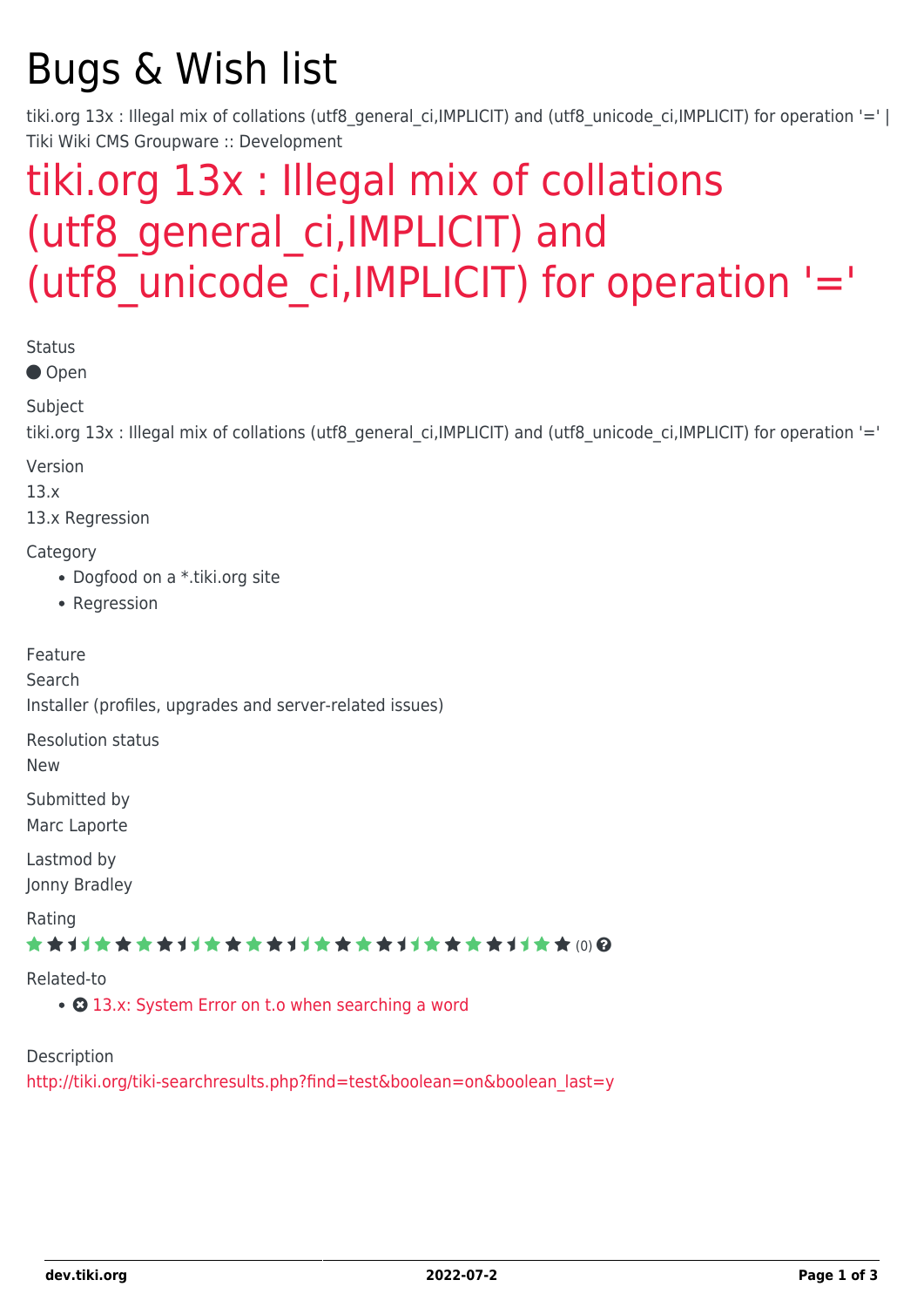# Bugs & Wish list

tiki.org 13x : Illegal mix of collations (utf8_general_ci,IMPLICIT) and (utf8_unicode_ci,IMPLICIT) for operation '=' | Tiki Wiki CMS Groupware :: Development

## tiki.org 13x : Illegal mix of collations (utf8_general_ci,IMPLICIT) and (utf8_unicode_ci,IMPLICIT) for operation '='

Status

Open

Subject

tiki.org 13x : Illegal mix of collations (utf8_general_ci,IMPLICIT) and (utf8_unicode_ci,IMPLICIT) for operation '='

Version

13.x

13.x Regression

Category

- Dogfood on a *.tiki.org site
- Regression

Feature

Search

Installer (profiles, upgrades and server-related issues)

Resolution status

New

Submitted by

Marc Laporte

Lastmod by

Jonny Bradley

Rating

(0)

Related-to

- 13.x: System Error on t.o when searching a word

Description

http://tiki.org/tiki-searchresults.php?find=test&boolean=on&boolean_last=y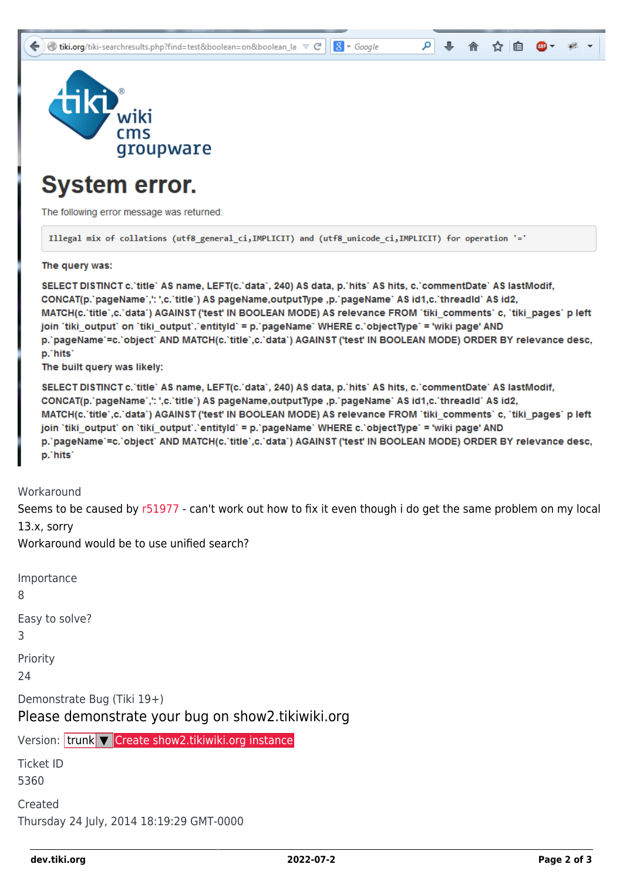Workaround

Seems to be caused by r51977 - can't work out how to fix it even though i do get the same problem on my local 13.x, sorry

Workaround would be to use unified search?

Importance

8

Easy to solve?

3

Priority

24

Demonstrate Bug (Tiki 19+)

Please demonstrate your bug on show2.tikiwiki.org

Version: trunk ▼ Create show2.tikiwiki.org instance

Ticket ID

5360

Created

Thursday 24 July, 2014 18:19:29 GMT-0000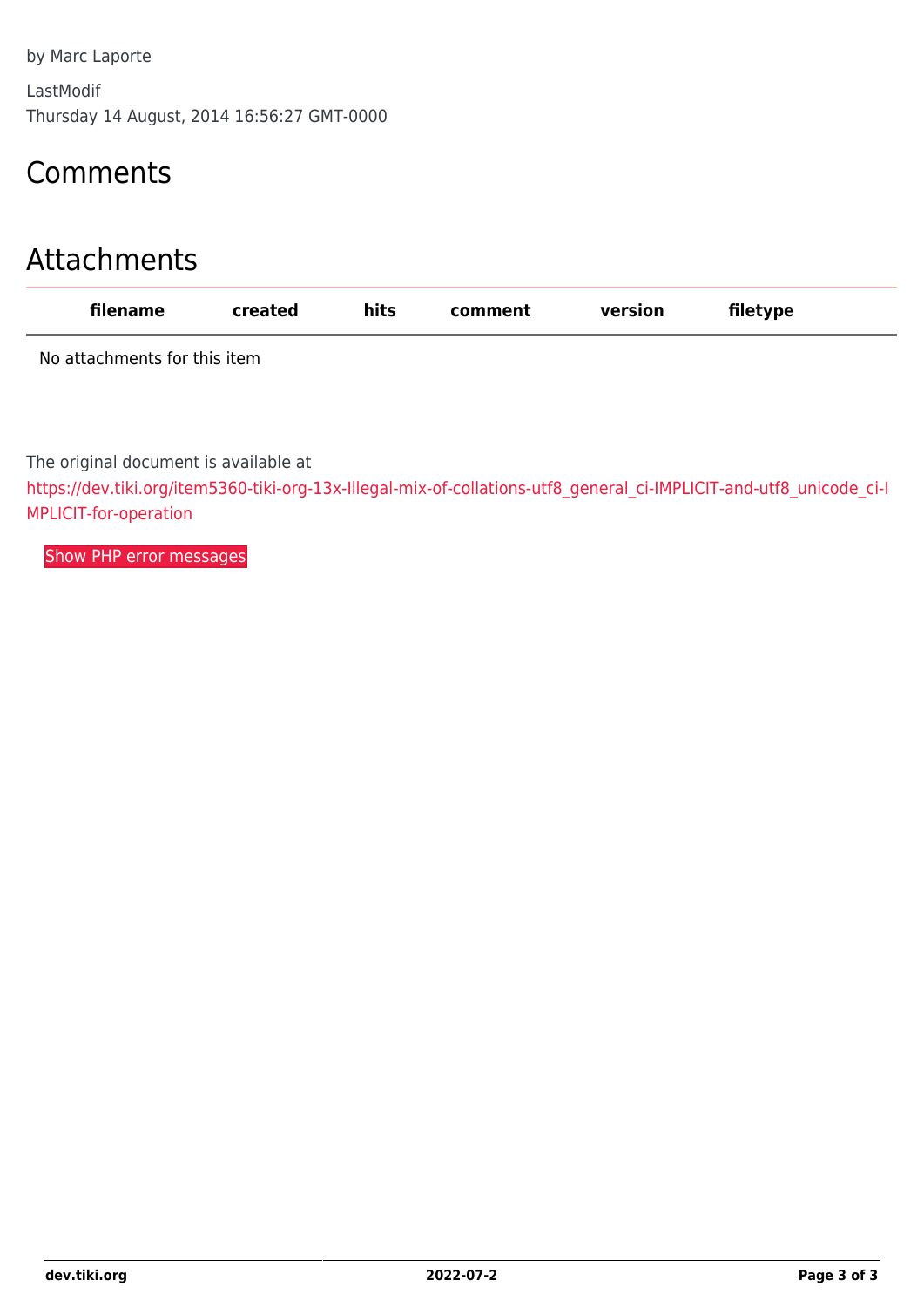by Marc Laporte

LastModif
Thursday 14 August, 2014 16:56:27 GMT-0000

## Comments

## Attachments

| filename | created | hits | comment | version | filetype |
| --- | --- | --- | --- | --- | --- |
| No attachments for this item | | | | | |

The original document is available at
https://dev.tiki.org/item5360-tiki-org-13x-Illegal-mix-of-collations-utf8_general_ci-IMPLICIT-and-utf8_unicode_ci-IMPLICIT-for-operation

Show PHP error messages